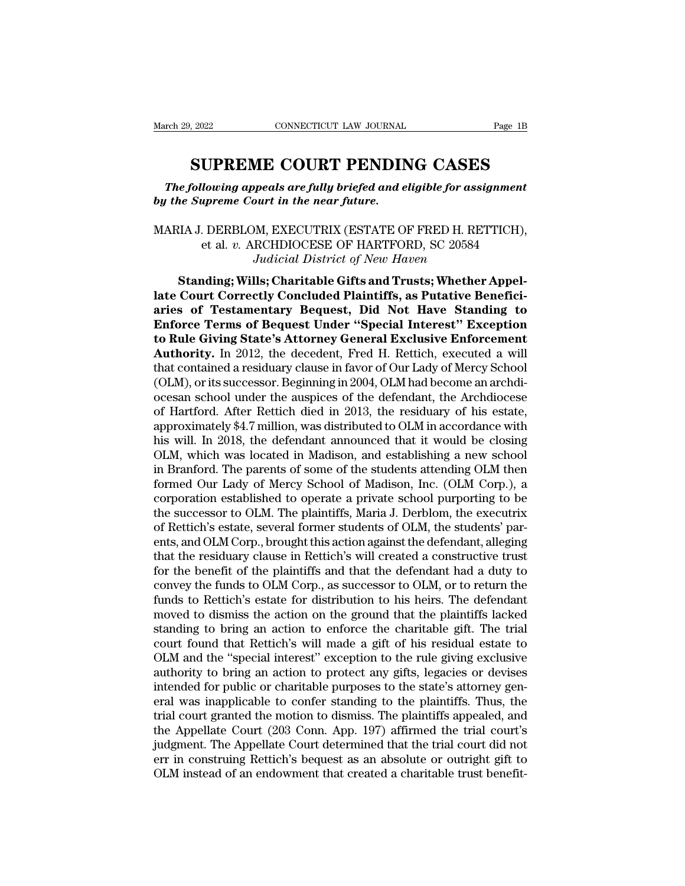# SUPREME COURT PENDING CASES

***The following appeals are fully briefed and eligible for assignment by the Supreme Court in the near future.***

MARIA J. DERBLOM, EXECUTRIX (ESTATE OF FRED H. RETTICH), et al. *v.* ARCHDIOCESE OF HARTFORD, SC 20584
*Judicial District of New Haven*

**Standing; Wills; Charitable Gifts and Trusts; Whether Appellate Court Correctly Concluded Plaintiffs, as Putative Beneficiaries of Testamentary Bequest, Did Not Have Standing to Enforce Terms of Bequest Under "Special Interest" Exception to Rule Giving State's Attorney General Exclusive Enforcement Authority.** In 2012, the decedent, Fred H. Rettich, executed a will that contained a residuary clause in favor of Our Lady of Mercy School (OLM), or its successor. Beginning in 2004, OLM had become an archdiocesan school under the auspices of the defendant, the Archdiocese of Hartford. After Rettich died in 2013, the residuary of his estate, approximately $4.7 million, was distributed to OLM in accordance with his will. In 2018, the defendant announced that it would be closing OLM, which was located in Madison, and establishing a new school in Branford. The parents of some of the students attending OLM then formed Our Lady of Mercy School of Madison, Inc. (OLM Corp.), a corporation established to operate a private school purporting to be the successor to OLM. The plaintiffs, Maria J. Derblom, the executrix of Rettich's estate, several former students of OLM, the students' parents, and OLM Corp., brought this action against the defendant, alleging that the residuary clause in Rettich's will created a constructive trust for the benefit of the plaintiffs and that the defendant had a duty to convey the funds to OLM Corp., as successor to OLM, or to return the funds to Rettich's estate for distribution to his heirs. The defendant moved to dismiss the action on the ground that the plaintiffs lacked standing to bring an action to enforce the charitable gift. The trial court found that Rettich's will made a gift of his residual estate to OLM and the "special interest" exception to the rule giving exclusive authority to bring an action to protect any gifts, legacies or devises intended for public or charitable purposes to the state's attorney general was inapplicable to confer standing to the plaintiffs. Thus, the trial court granted the motion to dismiss. The plaintiffs appealed, and the Appellate Court (203 Conn. App. 197) affirmed the trial court's judgment. The Appellate Court determined that the trial court did not err in construing Rettich's bequest as an absolute or outright gift to OLM instead of an endowment that created a charitable trust benefit-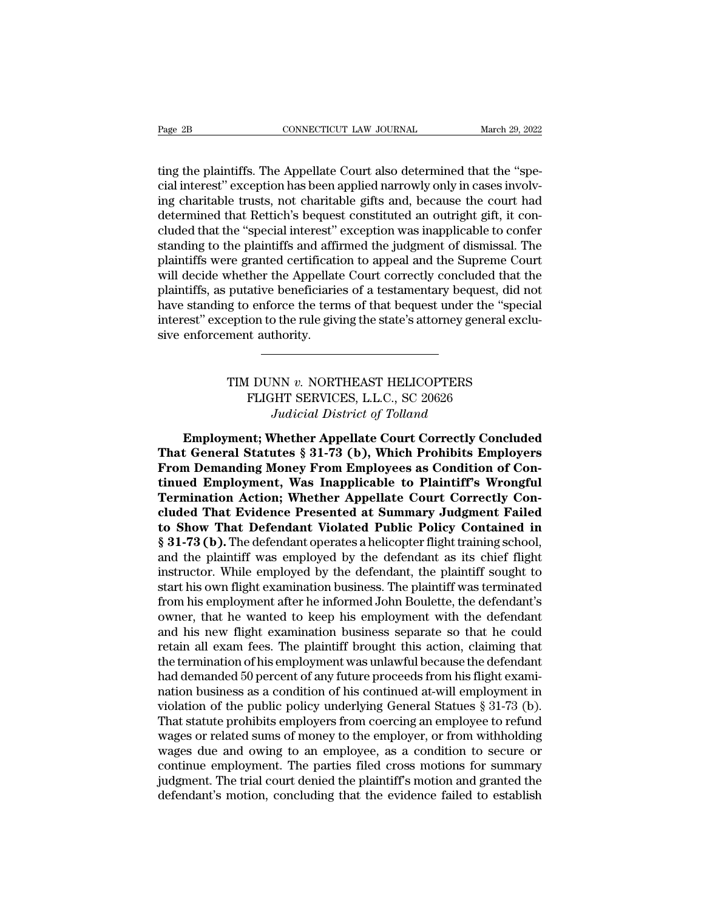ting the plaintiffs. The Appellate Court also determined that the "special interest" exception has been applied narrowly only in cases involving charitable trusts, not charitable gifts and, because the court had determined that Rettich's bequest constituted an outright gift, it concluded that the "special interest" exception was inapplicable to confer standing to the plaintiffs and affirmed the judgment of dismissal. The plaintiffs were granted certification to appeal and the Supreme Court will decide whether the Appellate Court correctly concluded that the plaintiffs, as putative beneficiaries of a testamentary bequest, did not have standing to enforce the terms of that bequest under the "special interest" exception to the rule giving the state's attorney general exclusive enforcement authority.

---

TIM DUNN *v.* NORTHEAST HELICOPTERS FLIGHT SERVICES, L.L.C., SC 20626
*Judicial District of Tolland*

**Employment; Whether Appellate Court Correctly Concluded That General Statutes § 31-73 (b), Which Prohibits Employers From Demanding Money From Employees as Condition of Continued Employment, Was Inapplicable to Plaintiff's Wrongful Termination Action; Whether Appellate Court Correctly Concluded That Evidence Presented at Summary Judgment Failed to Show That Defendant Violated Public Policy Contained in § 31-73 (b).** The defendant operates a helicopter flight training school, and the plaintiff was employed by the defendant as its chief flight instructor. While employed by the defendant, the plaintiff sought to start his own flight examination business. The plaintiff was terminated from his employment after he informed John Boulette, the defendant's owner, that he wanted to keep his employment with the defendant and his new flight examination business separate so that he could retain all exam fees. The plaintiff brought this action, claiming that the termination of his employment was unlawful because the defendant had demanded 50 percent of any future proceeds from his flight examination business as a condition of his continued at-will employment in violation of the public policy underlying General Statues § 31-73 (b). That statute prohibits employers from coercing an employee to refund wages or related sums of money to the employer, or from withholding wages due and owing to an employee, as a condition to secure or continue employment. The parties filed cross motions for summary judgment. The trial court denied the plaintiff's motion and granted the defendant's motion, concluding that the evidence failed to establish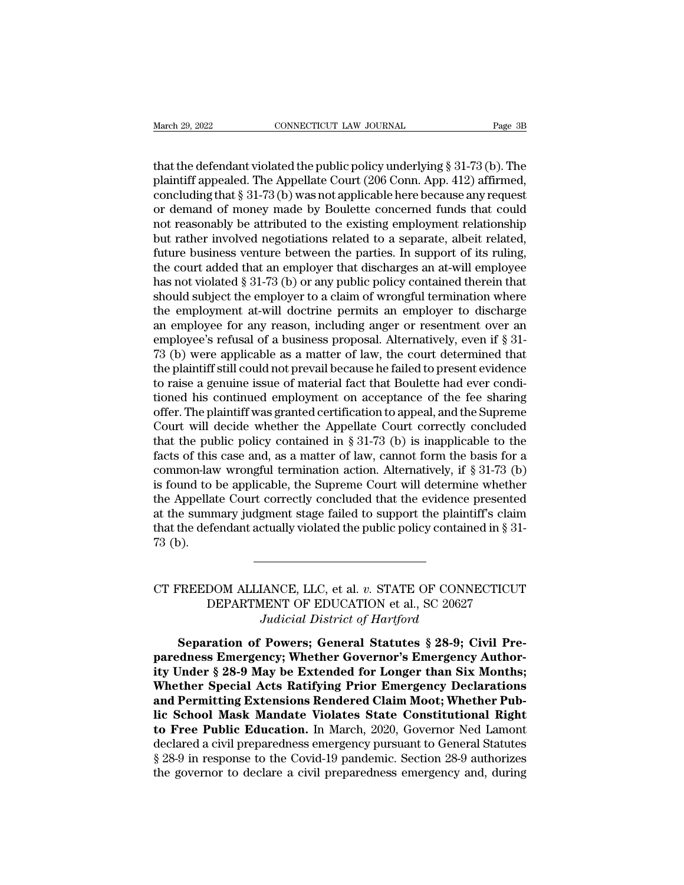that the defendant violated the public policy underlying § 31-73 (b). The plaintiff appealed. The Appellate Court (206 Conn. App. 412) affirmed, concluding that § 31-73 (b) was not applicable here because any request or demand of money made by Boulette concerned funds that could not reasonably be attributed to the existing employment relationship but rather involved negotiations related to a separate, albeit related, future business venture between the parties. In support of its ruling, the court added that an employer that discharges an at-will employee has not violated § 31-73 (b) or any public policy contained therein that should subject the employer to a claim of wrongful termination where the employment at-will doctrine permits an employer to discharge an employee for any reason, including anger or resentment over an employee's refusal of a business proposal. Alternatively, even if § 31-73 (b) were applicable as a matter of law, the court determined that the plaintiff still could not prevail because he failed to present evidence to raise a genuine issue of material fact that Boulette had ever conditioned his continued employment on acceptance of the fee sharing offer. The plaintiff was granted certification to appeal, and the Supreme Court will decide whether the Appellate Court correctly concluded that the public policy contained in § 31-73 (b) is inapplicable to the facts of this case and, as a matter of law, cannot form the basis for a common-law wrongful termination action. Alternatively, if § 31-73 (b) is found to be applicable, the Supreme Court will determine whether the Appellate Court correctly concluded that the evidence presented at the summary judgment stage failed to support the plaintiff's claim that the defendant actually violated the public policy contained in § 31-73 (b).

---

CT FREEDOM ALLIANCE, LLC, et al. *v.* STATE OF CONNECTICUT DEPARTMENT OF EDUCATION et al., SC 20627
*Judicial District of Hartford*

**Separation of Powers; General Statutes § 28-9; Civil Preparedness Emergency; Whether Governor's Emergency Authority Under § 28-9 May be Extended for Longer than Six Months; Whether Special Acts Ratifying Prior Emergency Declarations and Permitting Extensions Rendered Claim Moot; Whether Public School Mask Mandate Violates State Constitutional Right to Free Public Education.** In March, 2020, Governor Ned Lamont declared a civil preparedness emergency pursuant to General Statutes § 28-9 in response to the Covid-19 pandemic. Section 28-9 authorizes the governor to declare a civil preparedness emergency and, during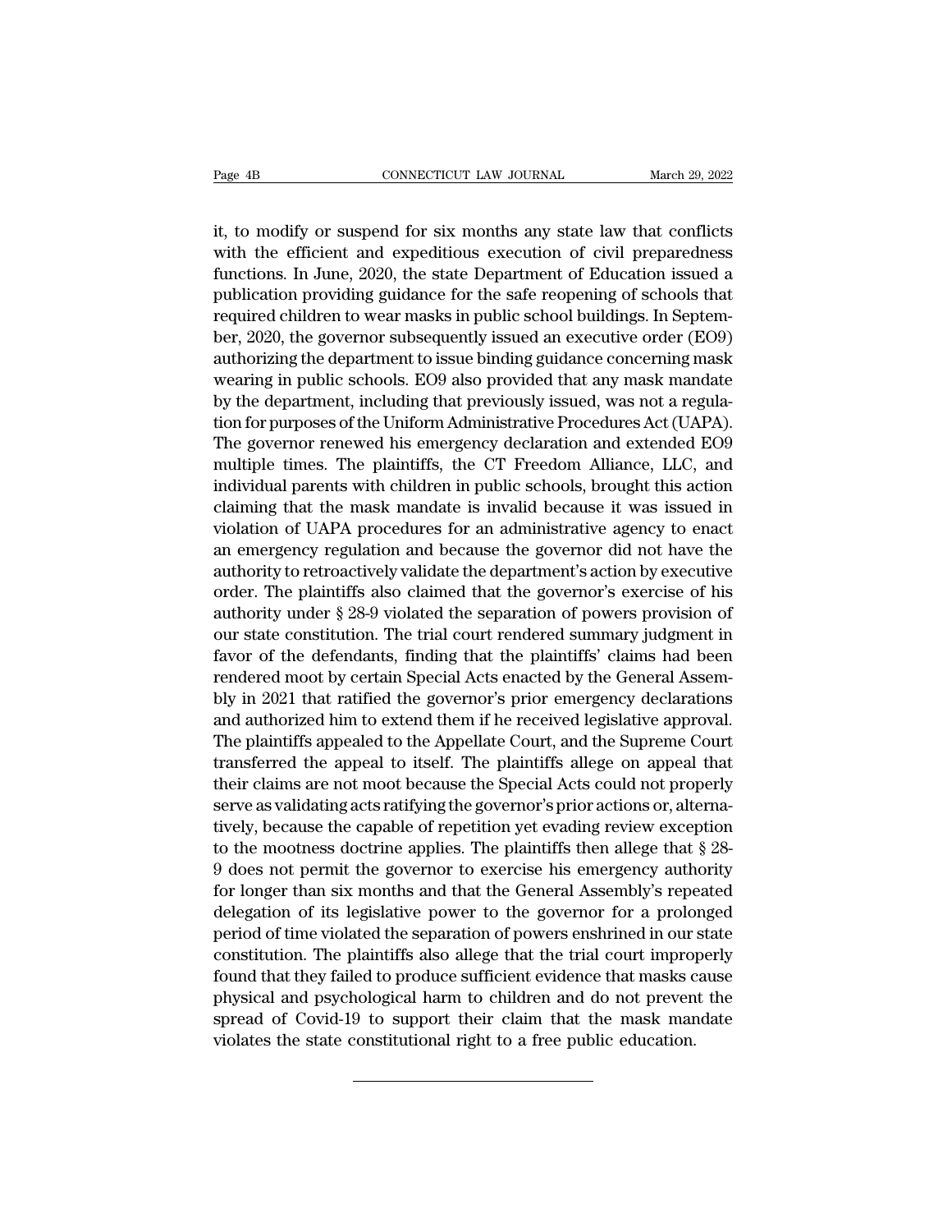it, to modify or suspend for six months any state law that conflicts with the efficient and expeditious execution of civil preparedness functions. In June, 2020, the state Department of Education issued a publication providing guidance for the safe reopening of schools that required children to wear masks in public school buildings. In September, 2020, the governor subsequently issued an executive order (EO9) authorizing the department to issue binding guidance concerning mask wearing in public schools. EO9 also provided that any mask mandate by the department, including that previously issued, was not a regulation for purposes of the Uniform Administrative Procedures Act (UAPA). The governor renewed his emergency declaration and extended EO9 multiple times. The plaintiffs, the CT Freedom Alliance, LLC, and individual parents with children in public schools, brought this action claiming that the mask mandate is invalid because it was issued in violation of UAPA procedures for an administrative agency to enact an emergency regulation and because the governor did not have the authority to retroactively validate the department's action by executive order. The plaintiffs also claimed that the governor's exercise of his authority under § 28-9 violated the separation of powers provision of our state constitution. The trial court rendered summary judgment in favor of the defendants, finding that the plaintiffs' claims had been rendered moot by certain Special Acts enacted by the General Assembly in 2021 that ratified the governor's prior emergency declarations and authorized him to extend them if he received legislative approval. The plaintiffs appealed to the Appellate Court, and the Supreme Court transferred the appeal to itself. The plaintiffs allege on appeal that their claims are not moot because the Special Acts could not properly serve as validating acts ratifying the governor's prior actions or, alternatively, because the capable of repetition yet evading review exception to the mootness doctrine applies. The plaintiffs then allege that § 28-9 does not permit the governor to exercise his emergency authority for longer than six months and that the General Assembly's repeated delegation of its legislative power to the governor for a prolonged period of time violated the separation of powers enshrined in our state constitution. The plaintiffs also allege that the trial court improperly found that they failed to produce sufficient evidence that masks cause physical and psychological harm to children and do not prevent the spread of Covid-19 to support their claim that the mask mandate violates the state constitutional right to a free public education.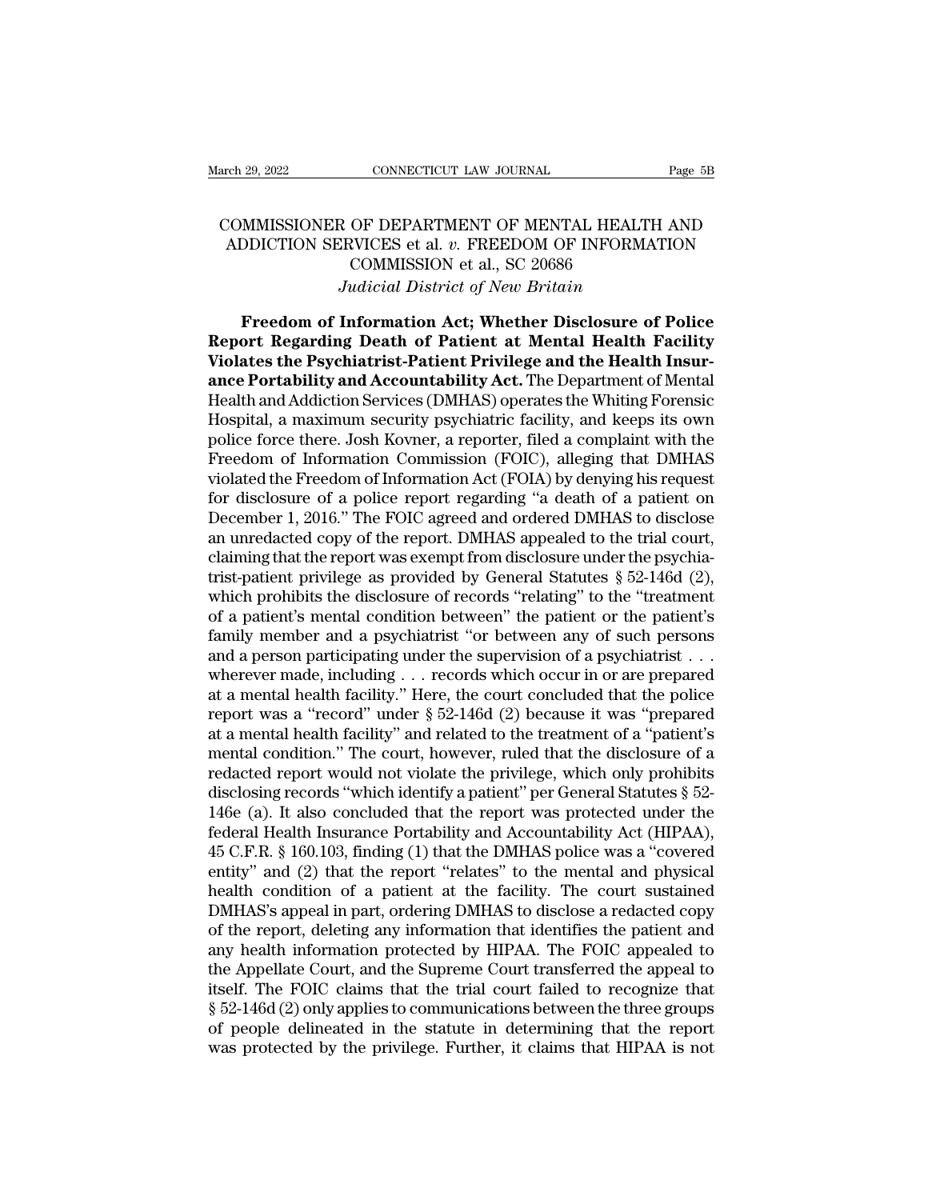COMMISSIONER OF DEPARTMENT OF MENTAL HEALTH AND ADDICTION SERVICES et al. *v.* FREEDOM OF INFORMATION COMMISSION et al., SC 20686
*Judicial District of New Britain*

**Freedom of Information Act; Whether Disclosure of Police Report Regarding Death of Patient at Mental Health Facility Violates the Psychiatrist-Patient Privilege and the Health Insurance Portability and Accountability Act.** The Department of Mental Health and Addiction Services (DMHAS) operates the Whiting Forensic Hospital, a maximum security psychiatric facility, and keeps its own police force there. Josh Kovner, a reporter, filed a complaint with the Freedom of Information Commission (FOIC), alleging that DMHAS violated the Freedom of Information Act (FOIA) by denying his request for disclosure of a police report regarding "a death of a patient on December 1, 2016." The FOIC agreed and ordered DMHAS to disclose an unredacted copy of the report. DMHAS appealed to the trial court, claiming that the report was exempt from disclosure under the psychiatrist-patient privilege as provided by General Statutes § 52-146d (2), which prohibits the disclosure of records "relating" to the "treatment of a patient's mental condition between" the patient or the patient's family member and a psychiatrist "or between any of such persons and a person participating under the supervision of a psychiatrist . . . wherever made, including . . . records which occur in or are prepared at a mental health facility." Here, the court concluded that the police report was a "record" under § 52-146d (2) because it was "prepared at a mental health facility" and related to the treatment of a "patient's mental condition." The court, however, ruled that the disclosure of a redacted report would not violate the privilege, which only prohibits disclosing records "which identify a patient" per General Statutes § 52-146e (a). It also concluded that the report was protected under the federal Health Insurance Portability and Accountability Act (HIPAA), 45 C.F.R. § 160.103, finding (1) that the DMHAS police was a "covered entity" and (2) that the report "relates" to the mental and physical health condition of a patient at the facility. The court sustained DMHAS's appeal in part, ordering DMHAS to disclose a redacted copy of the report, deleting any information that identifies the patient and any health information protected by HIPAA. The FOIC appealed to the Appellate Court, and the Supreme Court transferred the appeal to itself. The FOIC claims that the trial court failed to recognize that § 52-146d (2) only applies to communications between the three groups of people delineated in the statute in determining that the report was protected by the privilege. Further, it claims that HIPAA is not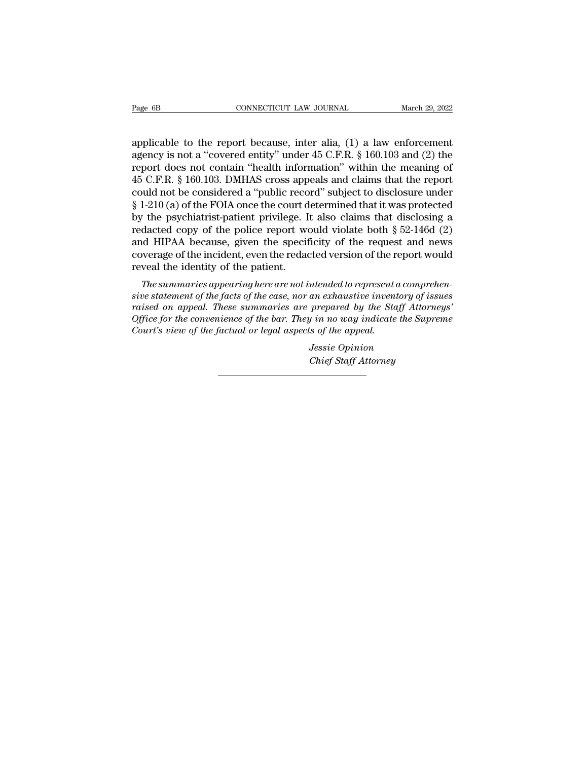applicable to the report because, inter alia, (1) a law enforcement agency is not a "covered entity" under 45 C.F.R. § 160.103 and (2) the report does not contain "health information" within the meaning of 45 C.F.R. § 160.103. DMHAS cross appeals and claims that the report could not be considered a "public record" subject to disclosure under § 1-210 (a) of the FOIA once the court determined that it was protected by the psychiatrist-patient privilege. It also claims that disclosing a redacted copy of the police report would violate both § 52-146d (2) and HIPAA because, given the specificity of the request and news coverage of the incident, even the redacted version of the report would reveal the identity of the patient.

*The summaries appearing here are not intended to represent a comprehensive statement of the facts of the case, nor an exhaustive inventory of issues raised on appeal. These summaries are prepared by the Staff Attorneys' Office for the convenience of the bar. They in no way indicate the Supreme Court's view of the factual or legal aspects of the appeal.*

*Jessie Opinion*
*Chief Staff Attorney*